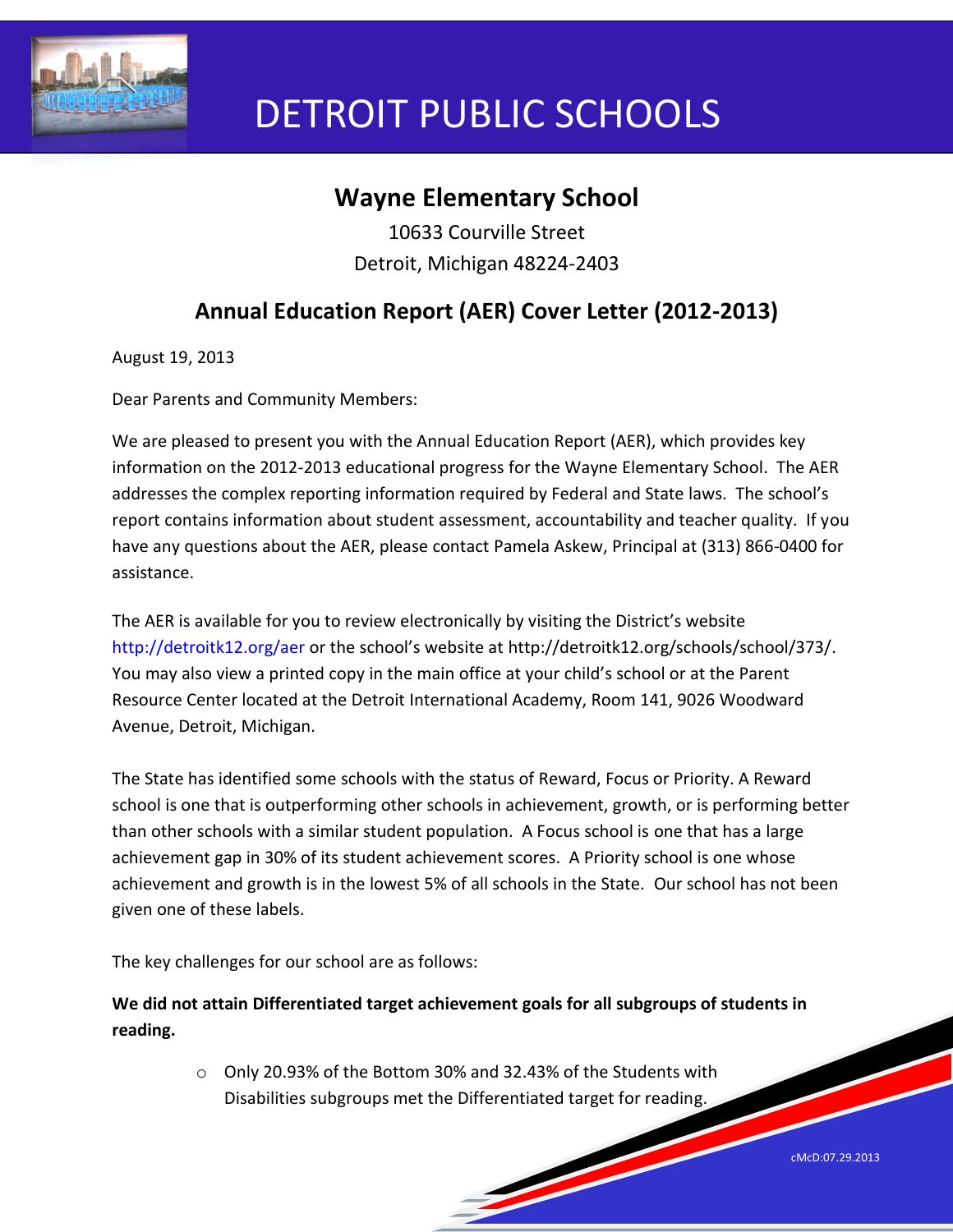# DETROIT PUBLIC SCHOOLS

## Wayne Elementary School

10633 Courville Street
Detroit, Michigan 48224-2403

## Annual Education Report (AER) Cover Letter (2012-2013)

August 19, 2013

Dear Parents and Community Members:

We are pleased to present you with the Annual Education Report (AER), which provides key information on the 2012-2013 educational progress for the Wayne Elementary School. The AER addresses the complex reporting information required by Federal and State laws. The school's report contains information about student assessment, accountability and teacher quality. If you have any questions about the AER, please contact Pamela Askew, Principal at (313) 866-0400 for assistance.

The AER is available for you to review electronically by visiting the District's website http://detroitk12.org/aer or the school's website at http://detroitk12.org/schools/school/373/. You may also view a printed copy in the main office at your child's school or at the Parent Resource Center located at the Detroit International Academy, Room 141, 9026 Woodward Avenue, Detroit, Michigan.

The State has identified some schools with the status of Reward, Focus or Priority. A Reward school is one that is outperforming other schools in achievement, growth, or is performing better than other schools with a similar student population. A Focus school is one that has a large achievement gap in 30% of its student achievement scores. A Priority school is one whose achievement and growth is in the lowest 5% of all schools in the State. Our school has not been given one of these labels.

The key challenges for our school are as follows:

**We did not attain Differentiated target achievement goals for all subgroups of students in reading.**

- Only 20.93% of the Bottom 30% and 32.43% of the Students with Disabilities subgroups met the Differentiated target for reading.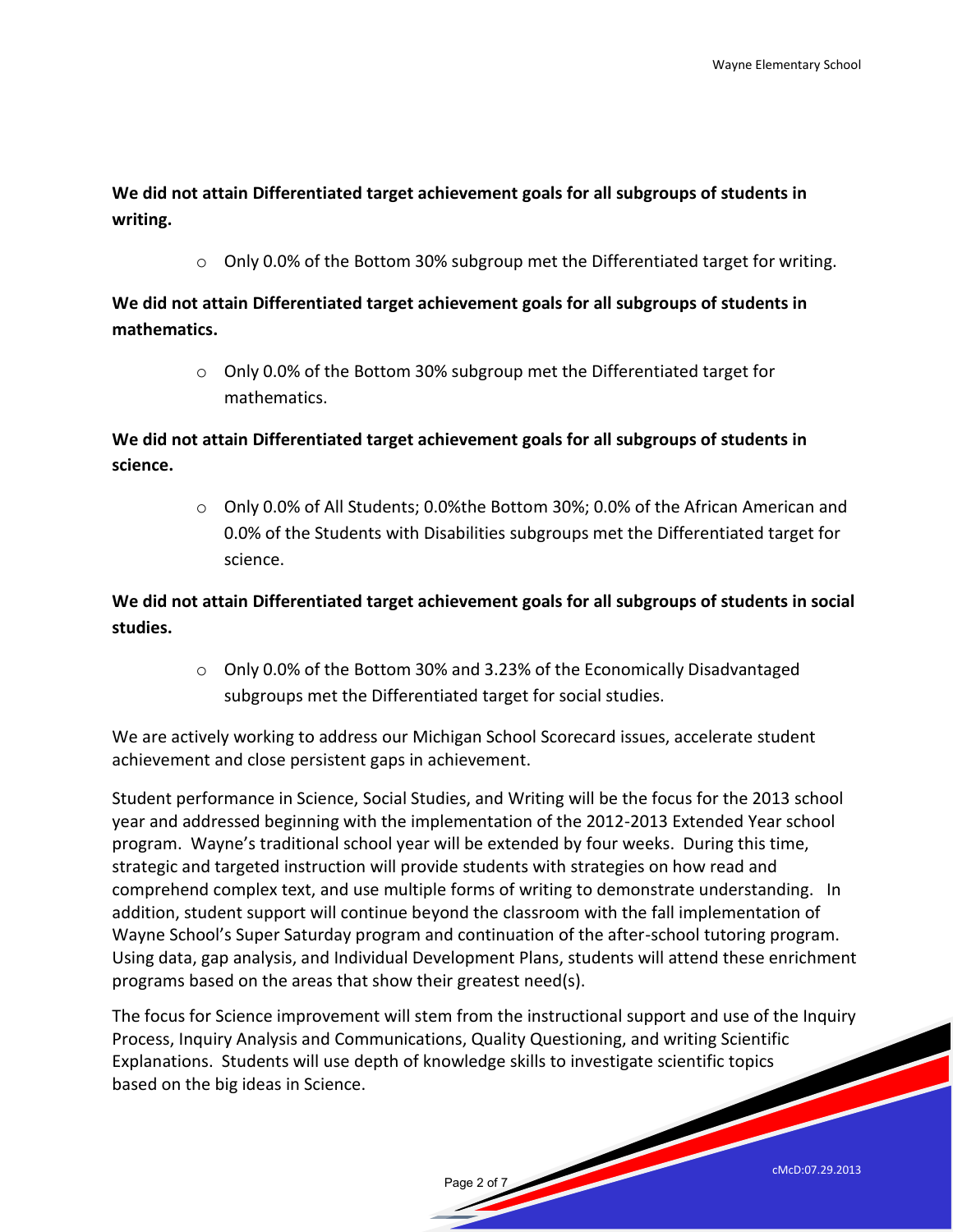**We did not attain Differentiated target achievement goals for all subgroups of students in writing.**

- Only 0.0% of the Bottom 30% subgroup met the Differentiated target for writing.

**We did not attain Differentiated target achievement goals for all subgroups of students in mathematics.**

- Only 0.0% of the Bottom 30% subgroup met the Differentiated target for mathematics.

**We did not attain Differentiated target achievement goals for all subgroups of students in science.**

- Only 0.0% of All Students; 0.0%the Bottom 30%; 0.0% of the African American and 0.0% of the Students with Disabilities subgroups met the Differentiated target for science.

**We did not attain Differentiated target achievement goals for all subgroups of students in social studies.**

- Only 0.0% of the Bottom 30% and 3.23% of the Economically Disadvantaged subgroups met the Differentiated target for social studies.

We are actively working to address our Michigan School Scorecard issues, accelerate student achievement and close persistent gaps in achievement.

Student performance in Science, Social Studies, and Writing will be the focus for the 2013 school year and addressed beginning with the implementation of the 2012-2013 Extended Year school program. Wayne's traditional school year will be extended by four weeks. During this time, strategic and targeted instruction will provide students with strategies on how read and comprehend complex text, and use multiple forms of writing to demonstrate understanding. In addition, student support will continue beyond the classroom with the fall implementation of Wayne School's Super Saturday program and continuation of the after-school tutoring program. Using data, gap analysis, and Individual Development Plans, students will attend these enrichment programs based on the areas that show their greatest need(s).

The focus for Science improvement will stem from the instructional support and use of the Inquiry Process, Inquiry Analysis and Communications, Quality Questioning, and writing Scientific Explanations. Students will use depth of knowledge skills to investigate scientific topics based on the big ideas in Science.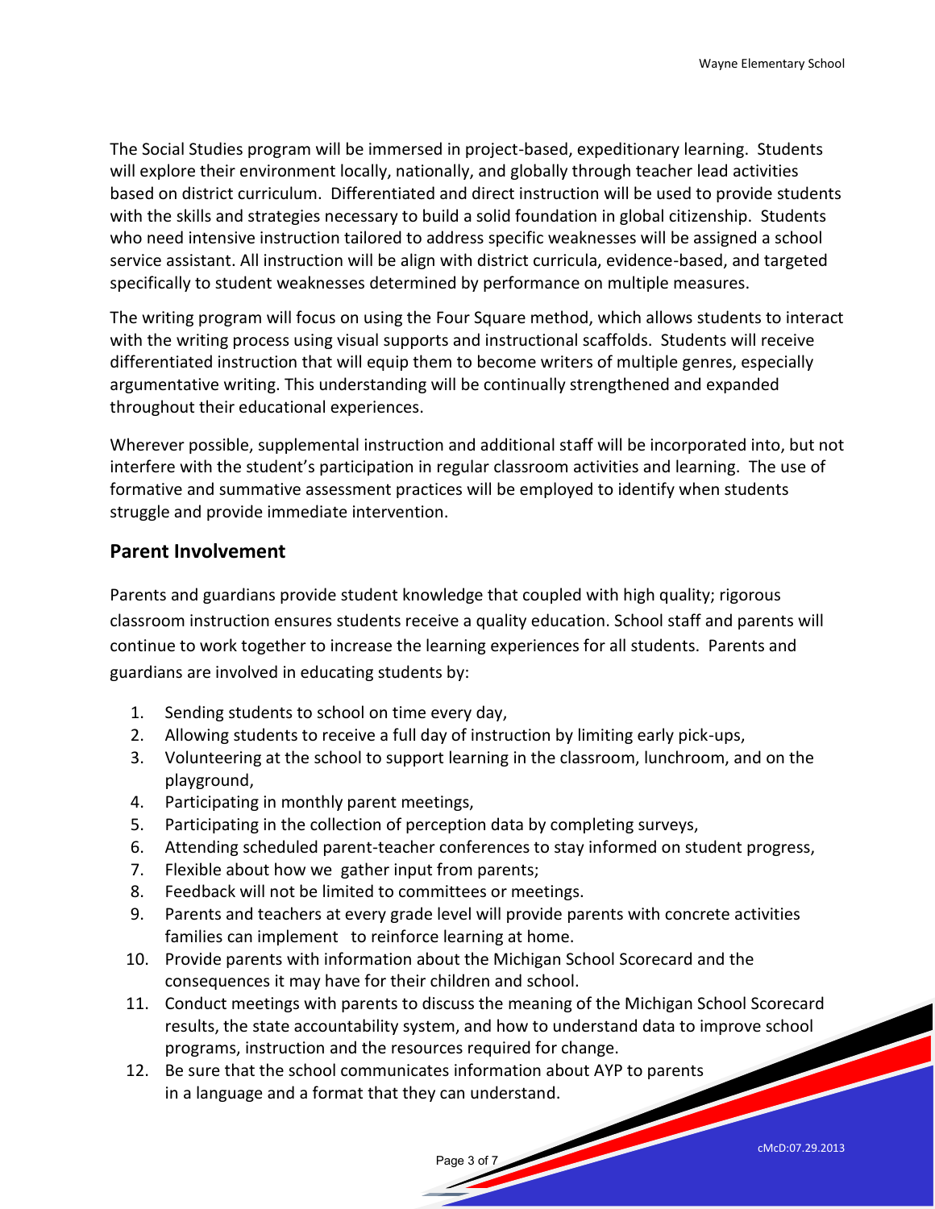The Social Studies program will be immersed in project-based, expeditionary learning. Students will explore their environment locally, nationally, and globally through teacher lead activities based on district curriculum. Differentiated and direct instruction will be used to provide students with the skills and strategies necessary to build a solid foundation in global citizenship. Students who need intensive instruction tailored to address specific weaknesses will be assigned a school service assistant. All instruction will be align with district curricula, evidence-based, and targeted specifically to student weaknesses determined by performance on multiple measures.

The writing program will focus on using the Four Square method, which allows students to interact with the writing process using visual supports and instructional scaffolds. Students will receive differentiated instruction that will equip them to become writers of multiple genres, especially argumentative writing. This understanding will be continually strengthened and expanded throughout their educational experiences.

Wherever possible, supplemental instruction and additional staff will be incorporated into, but not interfere with the student's participation in regular classroom activities and learning. The use of formative and summative assessment practices will be employed to identify when students struggle and provide immediate intervention.

## Parent Involvement

Parents and guardians provide student knowledge that coupled with high quality; rigorous classroom instruction ensures students receive a quality education. School staff and parents will continue to work together to increase the learning experiences for all students. Parents and guardians are involved in educating students by:

1. Sending students to school on time every day,
2. Allowing students to receive a full day of instruction by limiting early pick-ups,
3. Volunteering at the school to support learning in the classroom, lunchroom, and on the playground,
4. Participating in monthly parent meetings,
5. Participating in the collection of perception data by completing surveys,
6. Attending scheduled parent-teacher conferences to stay informed on student progress,
7. Flexible about how we gather input from parents;
8. Feedback will not be limited to committees or meetings.
9. Parents and teachers at every grade level will provide parents with concrete activities families can implement to reinforce learning at home.
10. Provide parents with information about the Michigan School Scorecard and the consequences it may have for their children and school.
11. Conduct meetings with parents to discuss the meaning of the Michigan School Scorecard results, the state accountability system, and how to understand data to improve school programs, instruction and the resources required for change.
12. Be sure that the school communicates information about AYP to parents in a language and a format that they can understand.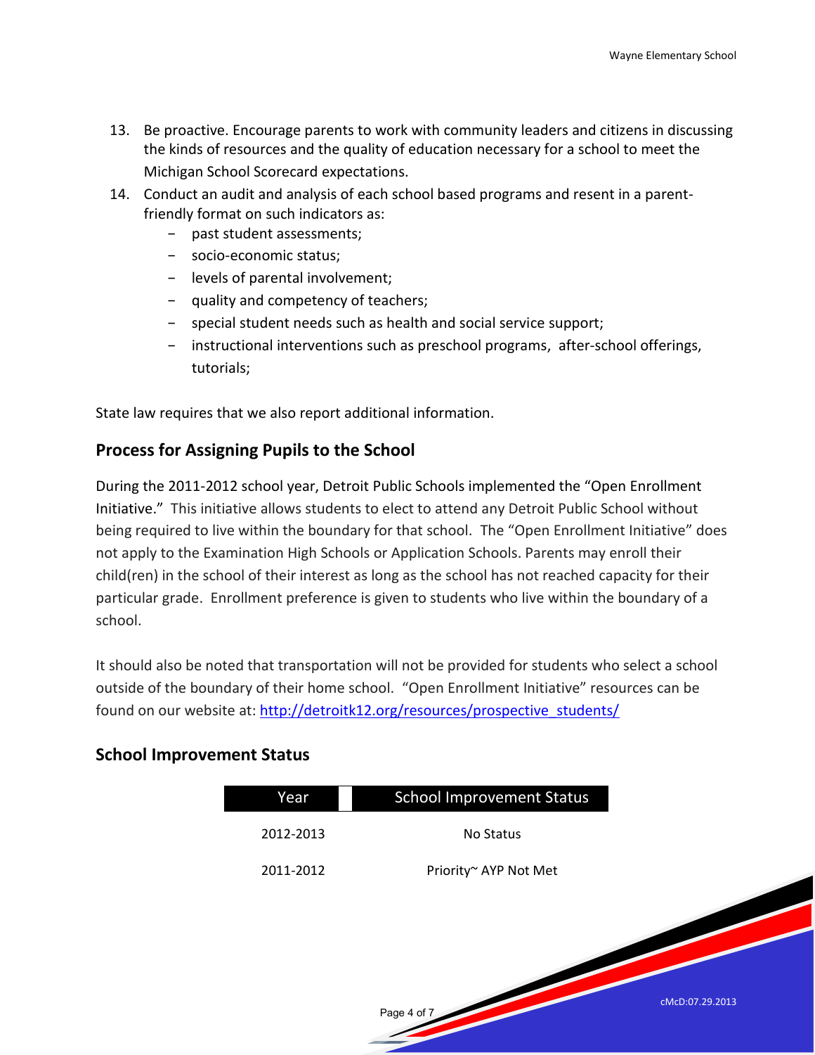13. Be proactive. Encourage parents to work with community leaders and citizens in discussing the kinds of resources and the quality of education necessary for a school to meet the Michigan School Scorecard expectations.
14. Conduct an audit and analysis of each school based programs and resent in a parent-friendly format on such indicators as:
    - past student assessments;
    - socio-economic status;
    - levels of parental involvement;
    - quality and competency of teachers;
    - special student needs such as health and social service support;
    - instructional interventions such as preschool programs, after-school offerings, tutorials;

State law requires that we also report additional information.

## Process for Assigning Pupils to the School

During the 2011-2012 school year, Detroit Public Schools implemented the "Open Enrollment Initiative." This initiative allows students to elect to attend any Detroit Public School without being required to live within the boundary for that school. The "Open Enrollment Initiative" does not apply to the Examination High Schools or Application Schools. Parents may enroll their child(ren) in the school of their interest as long as the school has not reached capacity for their particular grade. Enrollment preference is given to students who live within the boundary of a school.

It should also be noted that transportation will not be provided for students who select a school outside of the boundary of their home school. "Open Enrollment Initiative" resources can be found on our website at: http://detroitk12.org/resources/prospective_students/

## School Improvement Status

| Year | School Improvement Status |
|---|---|
| 2012-2013 | No Status |
| 2011-2012 | Priority~ AYP Not Met |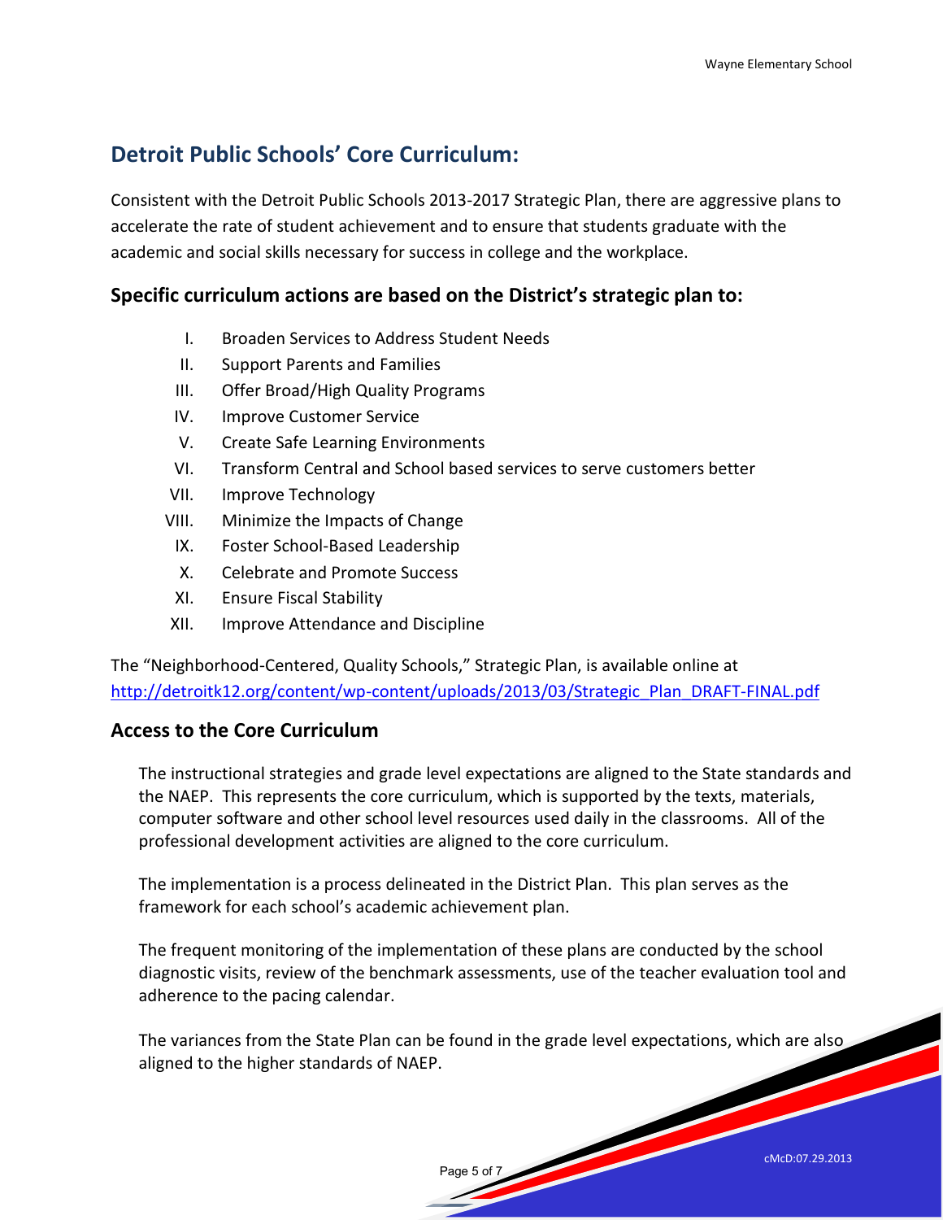## Detroit Public Schools' Core Curriculum:

Consistent with the Detroit Public Schools 2013-2017 Strategic Plan, there are aggressive plans to accelerate the rate of student achievement and to ensure that students graduate with the academic and social skills necessary for success in college and the workplace.

### Specific curriculum actions are based on the District's strategic plan to:

I. Broaden Services to Address Student Needs
II. Support Parents and Families
III. Offer Broad/High Quality Programs
IV. Improve Customer Service
V. Create Safe Learning Environments
VI. Transform Central and School based services to serve customers better
VII. Improve Technology
VIII. Minimize the Impacts of Change
IX. Foster School-Based Leadership
X. Celebrate and Promote Success
XI. Ensure Fiscal Stability
XII. Improve Attendance and Discipline

The "Neighborhood-Centered, Quality Schools," Strategic Plan, is available online at http://detroitk12.org/content/wp-content/uploads/2013/03/Strategic_Plan_DRAFT-FINAL.pdf

### Access to the Core Curriculum

The instructional strategies and grade level expectations are aligned to the State standards and the NAEP. This represents the core curriculum, which is supported by the texts, materials, computer software and other school level resources used daily in the classrooms. All of the professional development activities are aligned to the core curriculum.

The implementation is a process delineated in the District Plan. This plan serves as the framework for each school's academic achievement plan.

The frequent monitoring of the implementation of these plans are conducted by the school diagnostic visits, review of the benchmark assessments, use of the teacher evaluation tool and adherence to the pacing calendar.

The variances from the State Plan can be found in the grade level expectations, which are also aligned to the higher standards of NAEP.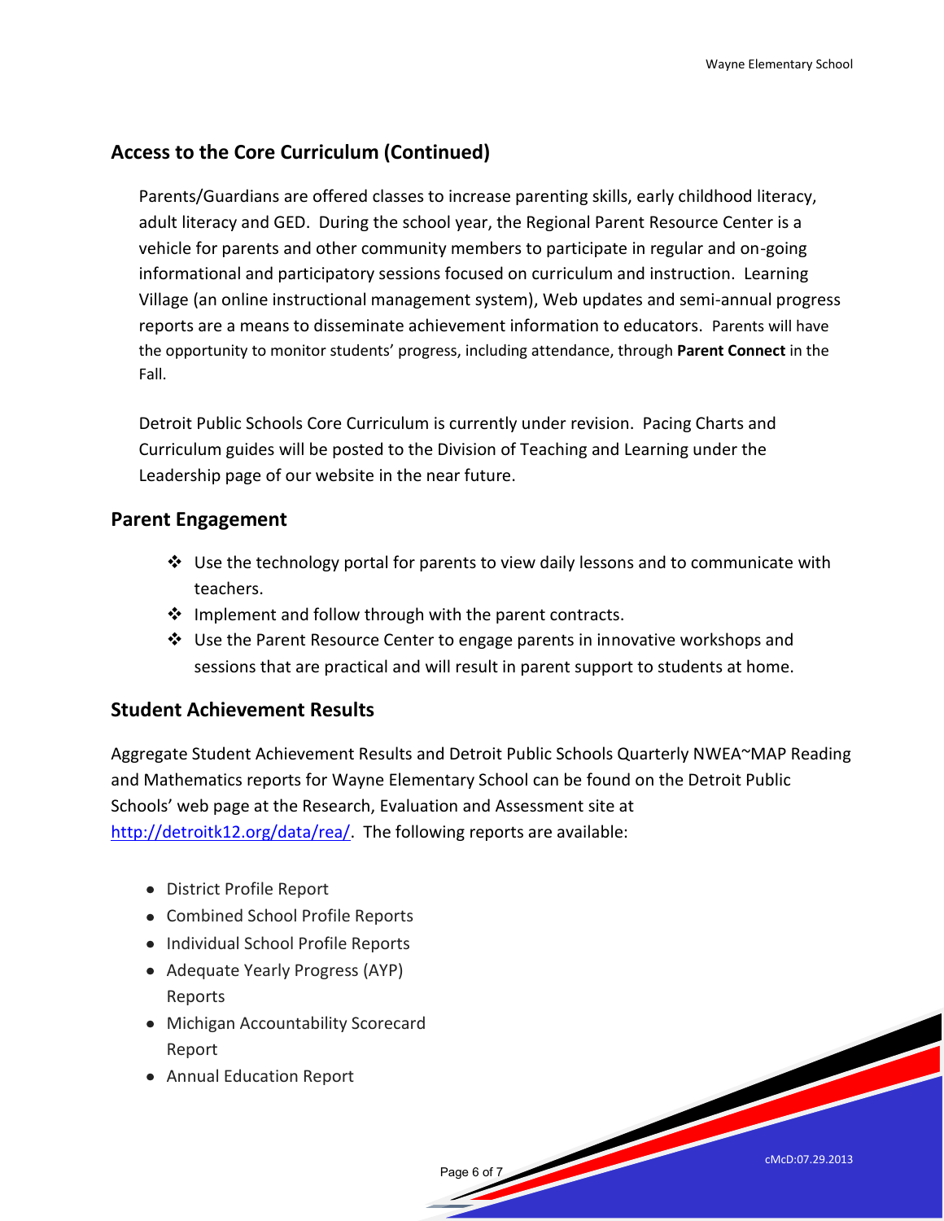## Access to the Core Curriculum (Continued)

Parents/Guardians are offered classes to increase parenting skills, early childhood literacy, adult literacy and GED. During the school year, the Regional Parent Resource Center is a vehicle for parents and other community members to participate in regular and on-going informational and participatory sessions focused on curriculum and instruction. Learning Village (an online instructional management system), Web updates and semi-annual progress reports are a means to disseminate achievement information to educators. Parents will have the opportunity to monitor students' progress, including attendance, through **Parent Connect** in the Fall.

Detroit Public Schools Core Curriculum is currently under revision. Pacing Charts and Curriculum guides will be posted to the Division of Teaching and Learning under the Leadership page of our website in the near future.

## Parent Engagement

- Use the technology portal for parents to view daily lessons and to communicate with teachers.
- Implement and follow through with the parent contracts.
- Use the Parent Resource Center to engage parents in innovative workshops and sessions that are practical and will result in parent support to students at home.

## Student Achievement Results

Aggregate Student Achievement Results and Detroit Public Schools Quarterly NWEA~MAP Reading and Mathematics reports for Wayne Elementary School can be found on the Detroit Public Schools' web page at the Research, Evaluation and Assessment site at [http://detroitk12.org/data/rea/](http://detroitk12.org/data/rea/). The following reports are available:

- District Profile Report
- Combined School Profile Reports
- Individual School Profile Reports
- Adequate Yearly Progress (AYP) Reports
- Michigan Accountability Scorecard Report
- Annual Education Report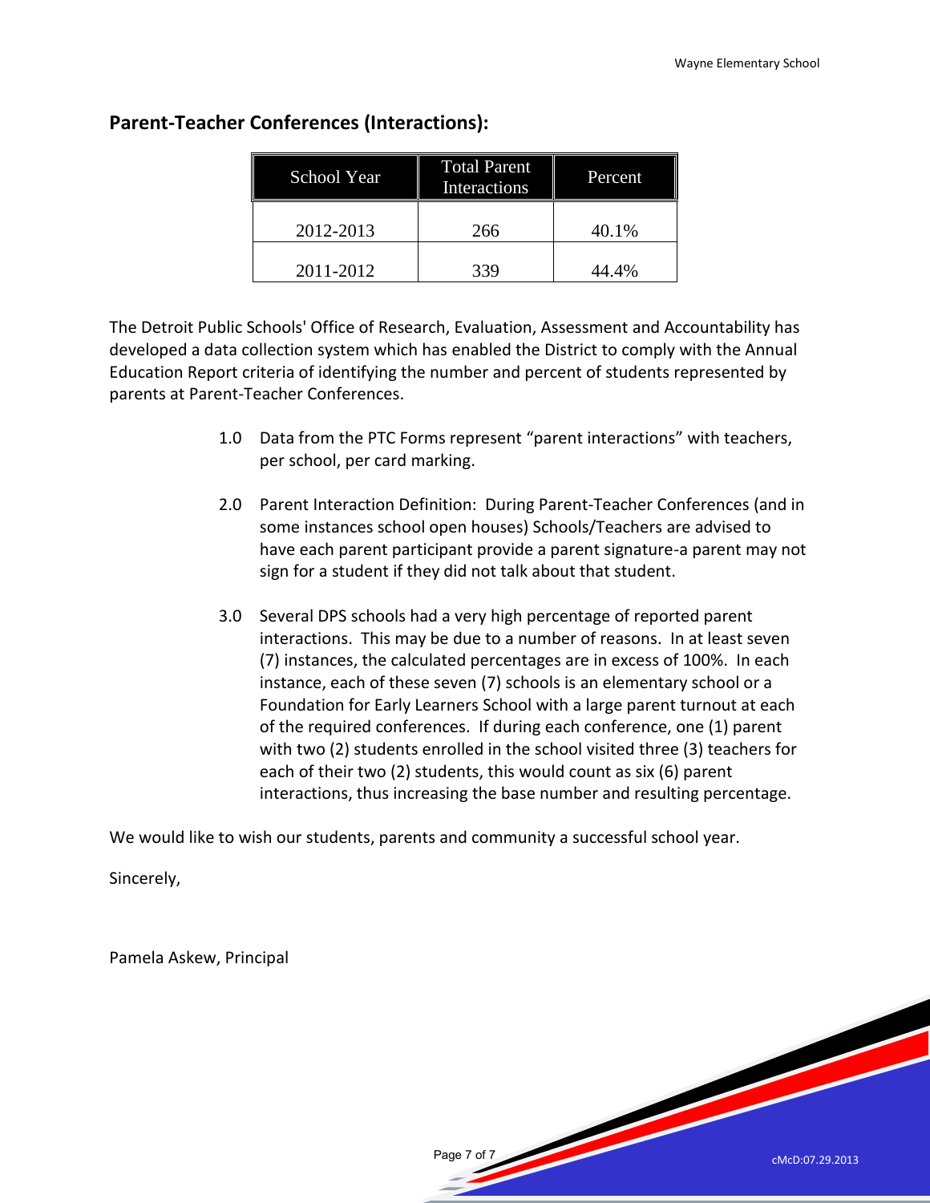## Parent-Teacher Conferences (Interactions):

| School Year | Total Parent Interactions | Percent |
|---|---|---|
| 2012-2013 | 266 | 40.1% |
| 2011-2012 | 339 | 44.4% |

The Detroit Public Schools' Office of Research, Evaluation, Assessment and Accountability has developed a data collection system which has enabled the District to comply with the Annual Education Report criteria of identifying the number and percent of students represented by parents at Parent-Teacher Conferences.

1.0 Data from the PTC Forms represent "parent interactions" with teachers, per school, per card marking.

2.0 Parent Interaction Definition: During Parent-Teacher Conferences (and in some instances school open houses) Schools/Teachers are advised to have each parent participant provide a parent signature-a parent may not sign for a student if they did not talk about that student.

3.0 Several DPS schools had a very high percentage of reported parent interactions. This may be due to a number of reasons. In at least seven (7) instances, the calculated percentages are in excess of 100%. In each instance, each of these seven (7) schools is an elementary school or a Foundation for Early Learners School with a large parent turnout at each of the required conferences. If during each conference, one (1) parent with two (2) students enrolled in the school visited three (3) teachers for each of their two (2) students, this would count as six (6) parent interactions, thus increasing the base number and resulting percentage.

We would like to wish our students, parents and community a successful school year.

Sincerely,

Pamela Askew, Principal